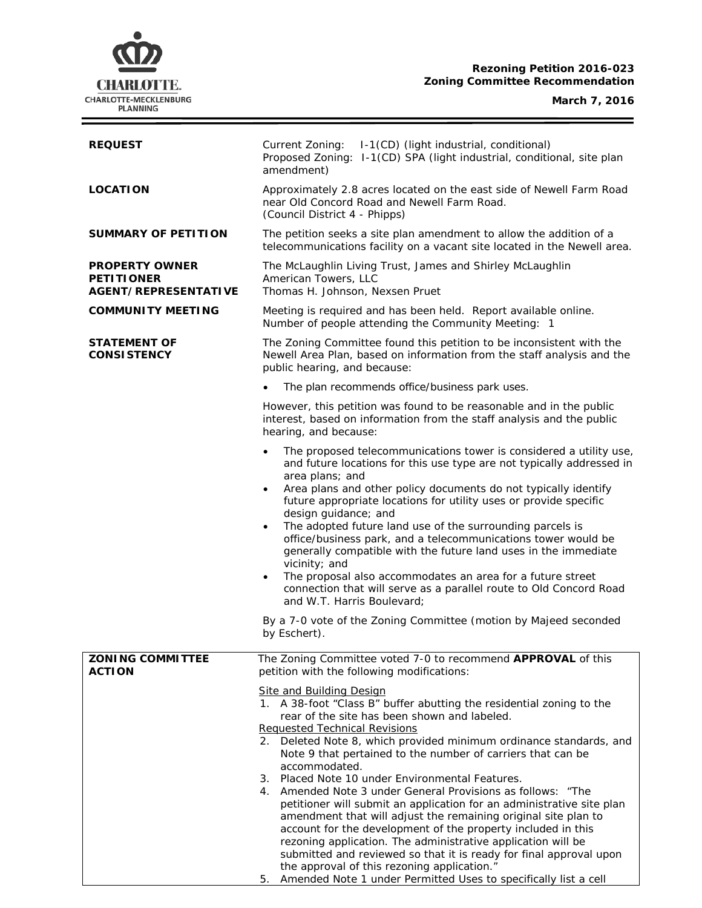**Rezoning Petition 2016-023**
**Zoning Committee Recommendation**

**March 7, 2016**

| | |
|---|---|
| **REQUEST** | Current Zoning: I-1(CD) (light industrial, conditional)<br>Proposed Zoning: I-1(CD) SPA (light industrial, conditional, site plan amendment) |
| **LOCATION** | Approximately 2.8 acres located on the east side of Newell Farm Road near Old Concord Road and Newell Farm Road.<br>(Council District 4 - Phipps) |
| **SUMMARY OF PETITION** | The petition seeks a site plan amendment to allow the addition of a telecommunications facility on a vacant site located in the Newell area. |
| **PROPERTY OWNER**<br>**PETITIONER**<br>**AGENT/REPRESENTATIVE** | The McLaughlin Living Trust, James and Shirley McLaughlin<br>American Towers, LLC<br>Thomas H. Johnson, Nexsen Pruet |
| **COMMUNITY MEETING** | Meeting is required and has been held. Report available online.<br>Number of people attending the Community Meeting: 1 |
| **STATEMENT OF CONSISTENCY** | The Zoning Committee found this petition to be inconsistent with the Newell Area Plan, based on information from the staff analysis and the public hearing, and because:<br>• The plan recommends office/business park uses.<br>However, this petition was found to be reasonable and in the public interest, based on information from the staff analysis and the public hearing, and because:<br>• The proposed telecommunications tower is considered a utility use, and future locations for this use type are not typically addressed in area plans; and<br>• Area plans and other policy documents do not typically identify future appropriate locations for utility uses or provide specific design guidance; and<br>• The adopted future land use of the surrounding parcels is office/business park, and a telecommunications tower would be generally compatible with the future land uses in the immediate vicinity; and<br>• The proposal also accommodates an area for a future street connection that will serve as a parallel route to Old Concord Road and W.T. Harris Boulevard;<br>By a 7-0 vote of the Zoning Committee (motion by Majeed seconded by Eschert). |

| | |
|---|---|
| **ZONING COMMITTEE ACTION** | The Zoning Committee voted 7-0 to recommend **APPROVAL** of this petition with the following modifications:<br><u>Site and Building Design</u><br>1. A 38-foot "Class B" buffer abutting the residential zoning to the rear of the site has been shown and labeled.<br><u>Requested Technical Revisions</u><br>2. Deleted Note 8, which provided minimum ordinance standards, and Note 9 that pertained to the number of carriers that can be accommodated.<br>3. Placed Note 10 under Environmental Features.<br>4. Amended Note 3 under General Provisions as follows: "The petitioner will submit an application for an administrative site plan amendment that will adjust the remaining original site plan to account for the development of the property included in this rezoning application. The administrative application will be submitted and reviewed so that it is ready for final approval upon the approval of this rezoning application."<br>5. Amended Note 1 under Permitted Uses to specifically list a cell |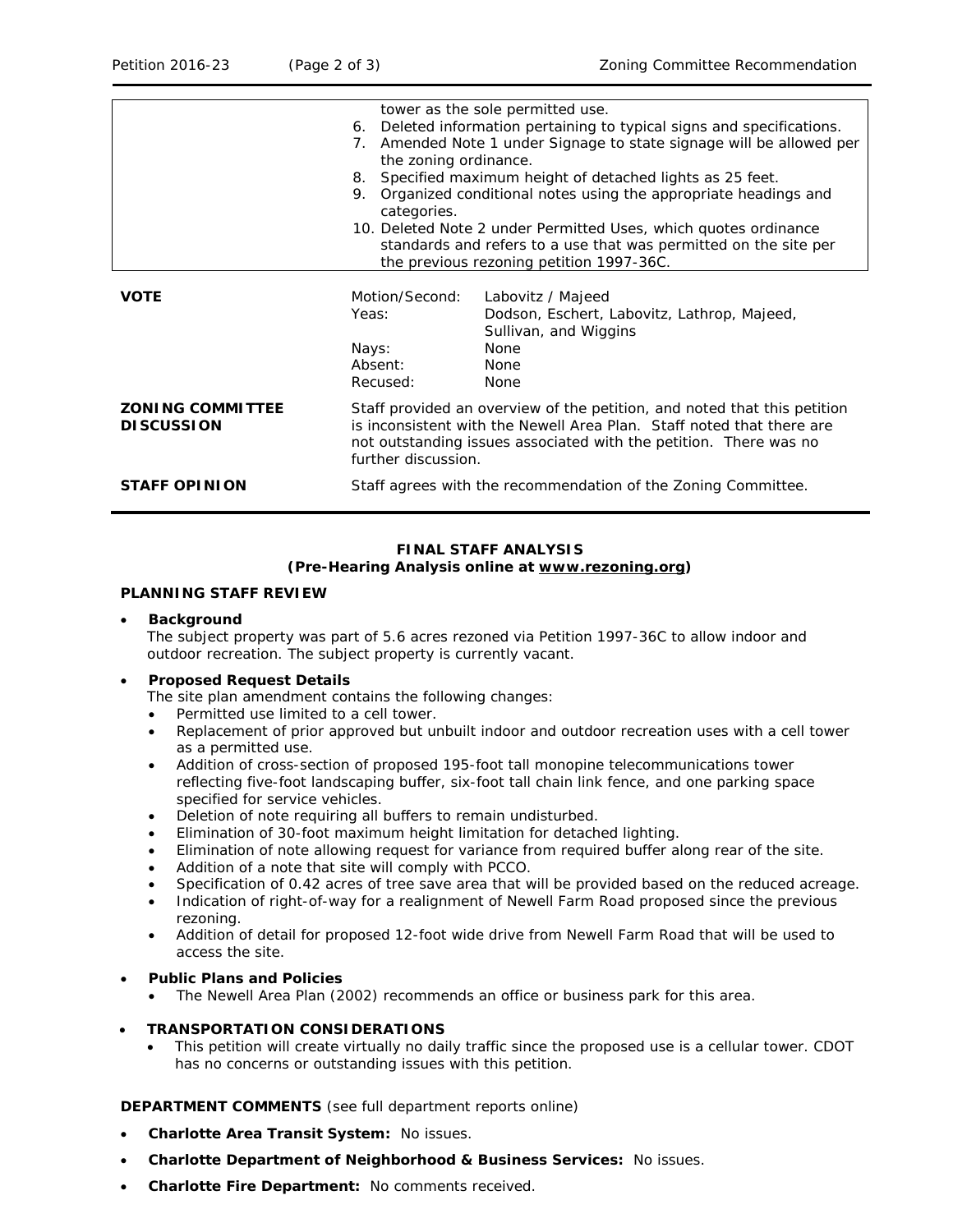| | |
|---|---|
| | tower as the sole permitted use.<br>6. Deleted information pertaining to typical signs and specifications.<br>7. Amended Note 1 under Signage to state signage will be allowed per the zoning ordinance.<br>8. Specified maximum height of detached lights as 25 feet.<br>9. Organized conditional notes using the appropriate headings and categories.<br>10. Deleted Note 2 under Permitted Uses, which quotes ordinance standards and refers to a use that was permitted on the site per the previous rezoning petition 1997-36C. |

| | | |
|---|---|---|
| **VOTE** | Motion/Second: | Labovitz / Majeed |
| | Yeas: | Dodson, Eschert, Labovitz, Lathrop, Majeed, Sullivan, and Wiggins |
| | Nays: | None |
| | Absent: | None |
| | Recused: | None |
| **ZONING COMMITTEE DISCUSSION** | Staff provided an overview of the petition, and noted that this petition is inconsistent with the Newell Area Plan. Staff noted that there are not outstanding issues associated with the petition. There was no further discussion. | |
| **STAFF OPINION** | Staff agrees with the recommendation of the Zoning Committee. | |

**FINAL STAFF ANALYSIS**
**(Pre-Hearing Analysis online at www.rezoning.org)**

**PLANNING STAFF REVIEW**

- **Background**
  The subject property was part of 5.6 acres rezoned via Petition 1997-36C to allow indoor and outdoor recreation. The subject property is currently vacant.

- **Proposed Request Details**
  The site plan amendment contains the following changes:
  - Permitted use limited to a cell tower.
  - Replacement of prior approved but unbuilt indoor and outdoor recreation uses with a cell tower as a permitted use.
  - Addition of cross-section of proposed 195-foot tall monopine telecommunications tower reflecting five-foot landscaping buffer, six-foot tall chain link fence, and one parking space specified for service vehicles.
  - Deletion of note requiring all buffers to remain undisturbed.
  - Elimination of 30-foot maximum height limitation for detached lighting.
  - Elimination of note allowing request for variance from required buffer along rear of the site.
  - Addition of a note that site will comply with PCCO.
  - Specification of 0.42 acres of tree save area that will be provided based on the reduced acreage.
  - Indication of right-of-way for a realignment of Newell Farm Road proposed since the previous rezoning.
  - Addition of detail for proposed 12-foot wide drive from Newell Farm Road that will be used to access the site.

- **Public Plans and Policies**
  - The Newell Area Plan (2002) recommends an office or business park for this area.

- **TRANSPORTATION CONSIDERATIONS**
  - This petition will create virtually no daily traffic since the proposed use is a cellular tower. CDOT has no concerns or outstanding issues with this petition.

**DEPARTMENT COMMENTS** (see full department reports online)

- **Charlotte Area Transit System:** No issues.
- **Charlotte Department of Neighborhood & Business Services:** No issues.
- **Charlotte Fire Department:** No comments received.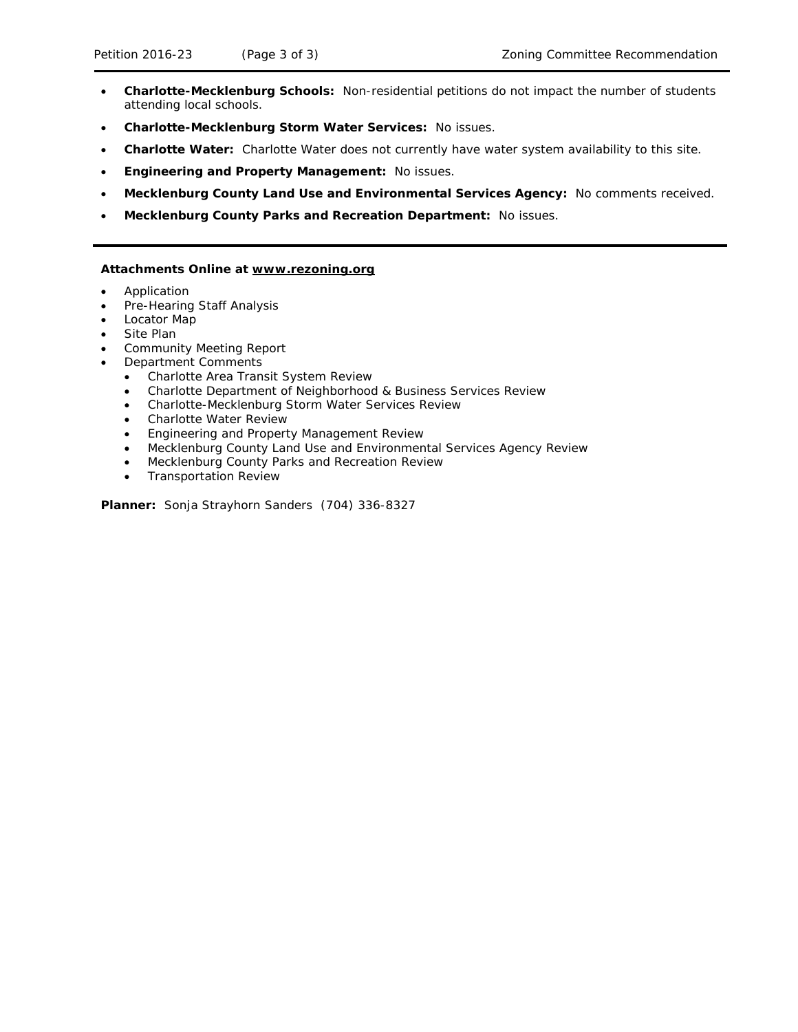- **Charlotte-Mecklenburg Schools:** Non-residential petitions do not impact the number of students attending local schools.
- **Charlotte-Mecklenburg Storm Water Services:** No issues.
- **Charlotte Water:** Charlotte Water does not currently have water system availability to this site.
- **Engineering and Property Management:** No issues.
- **Mecklenburg County Land Use and Environmental Services Agency:** No comments received.
- **Mecklenburg County Parks and Recreation Department:** No issues.

---

**Attachments Online at www.rezoning.org**

- Application
- Pre-Hearing Staff Analysis
- Locator Map
- Site Plan
- Community Meeting Report
- Department Comments
  - Charlotte Area Transit System Review
  - Charlotte Department of Neighborhood & Business Services Review
  - Charlotte-Mecklenburg Storm Water Services Review
  - Charlotte Water Review
  - Engineering and Property Management Review
  - Mecklenburg County Land Use and Environmental Services Agency Review
  - Mecklenburg County Parks and Recreation Review
  - Transportation Review

**Planner:** Sonja Strayhorn Sanders (704) 336-8327